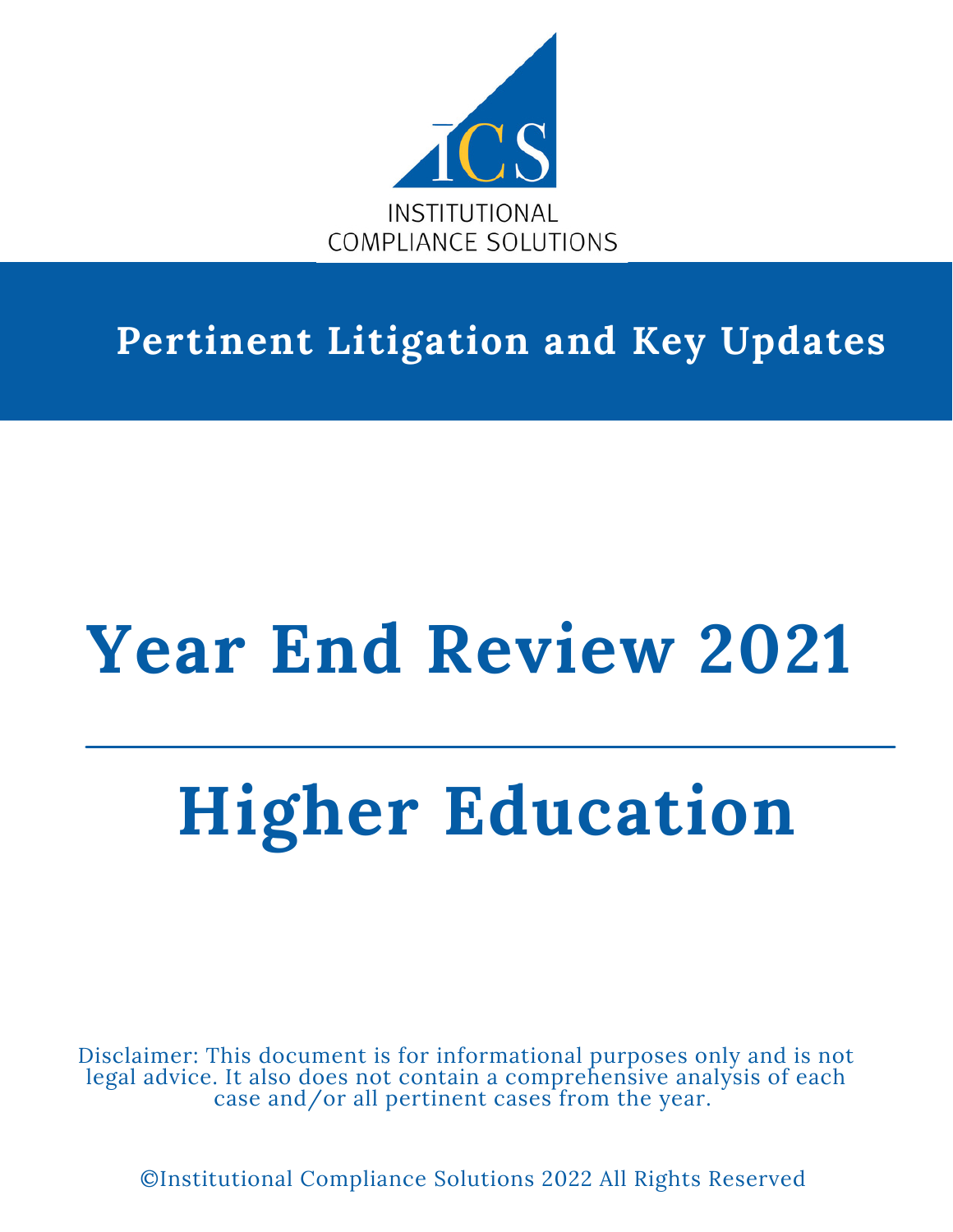ICS

INSTITUTIONAL COMPLIANCE SOLUTIONS

**Pertinent Litigation and Key Updates**

# Year End Review 2021

---

# Higher Education

Disclaimer: This document is for informational purposes only and is not legal advice. It also does not contain a comprehensive analysis of each case and/or all pertinent cases from the year.

©Institutional Compliance Solutions 2022 All Rights Reserved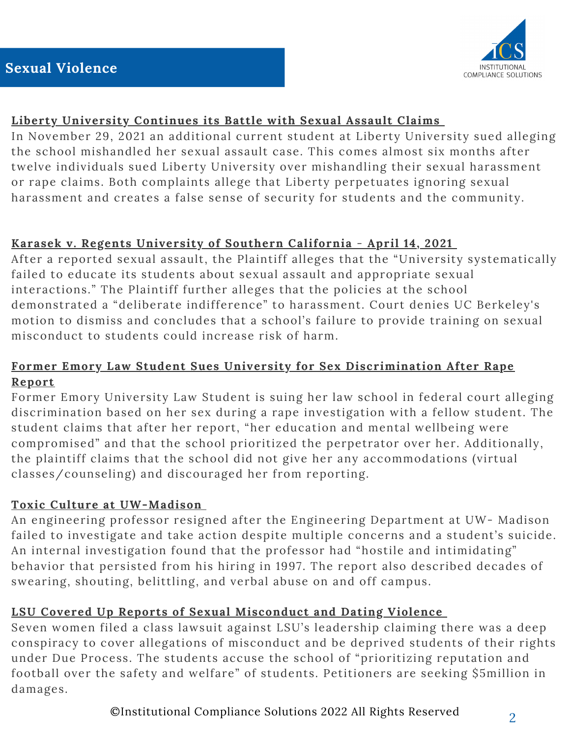## Sexual Violence

**Liberty University Continues its Battle with Sexual Assault Claims**

In November 29, 2021 an additional current student at Liberty University sued alleging the school mishandled her sexual assault case. This comes almost six months after twelve individuals sued Liberty University over mishandling their sexual harassment or rape claims. Both complaints allege that Liberty perpetuates ignoring sexual harassment and creates a false sense of security for students and the community.

**Karasek v. Regents University of Southern California - April 14, 2021**

After a reported sexual assault, the Plaintiff alleges that the "University systematically failed to educate its students about sexual assault and appropriate sexual interactions." The Plaintiff further alleges that the policies at the school demonstrated a "deliberate indifference" to harassment. Court denies UC Berkeley's motion to dismiss and concludes that a school's failure to provide training on sexual misconduct to students could increase risk of harm.

**Former Emory Law Student Sues University for Sex Discrimination After Rape Report**

Former Emory University Law Student is suing her law school in federal court alleging discrimination based on her sex during a rape investigation with a fellow student. The student claims that after her report, "her education and mental wellbeing were compromised" and that the school prioritized the perpetrator over her. Additionally, the plaintiff claims that the school did not give her any accommodations (virtual classes/counseling) and discouraged her from reporting.

**Toxic Culture at UW-Madison**

An engineering professor resigned after the Engineering Department at UW- Madison failed to investigate and take action despite multiple concerns and a student's suicide. An internal investigation found that the professor had "hostile and intimidating" behavior that persisted from his hiring in 1997. The report also described decades of swearing, shouting, belittling, and verbal abuse on and off campus.

**LSU Covered Up Reports of Sexual Misconduct and Dating Violence**

Seven women filed a class lawsuit against LSU's leadership claiming there was a deep conspiracy to cover allegations of misconduct and be deprived students of their rights under Due Process. The students accuse the school of "prioritizing reputation and football over the safety and welfare" of students. Petitioners are seeking $5million in damages.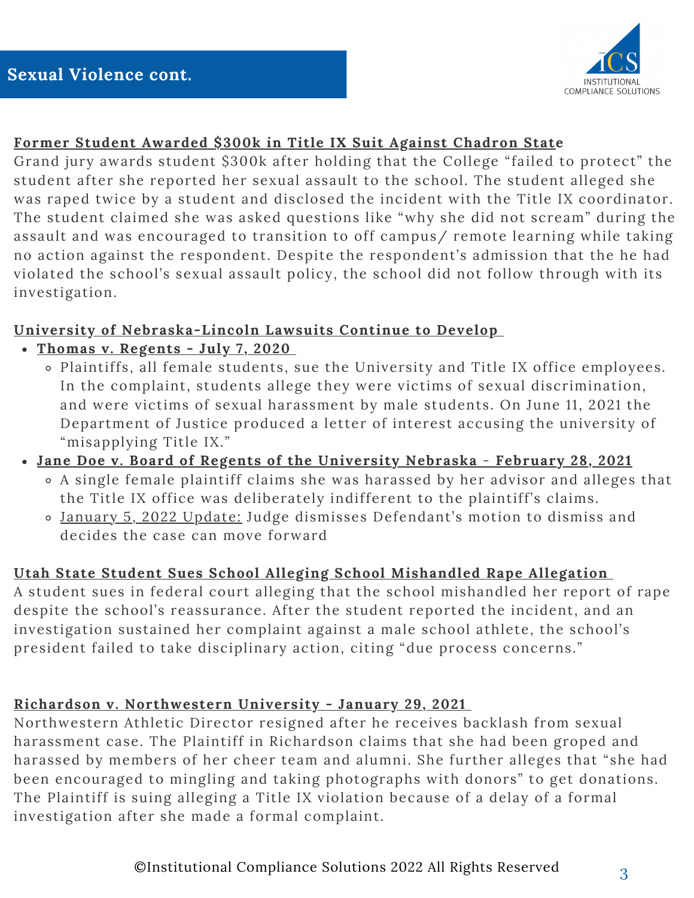## Sexual Violence cont.

**Former Student Awarded $300k in Title IX Suit Against Chadron State**

Grand jury awards student $300k after holding that the College "failed to protect" the student after she reported her sexual assault to the school. The student alleged she was raped twice by a student and disclosed the incident with the Title IX coordinator. The student claimed she was asked questions like "why she did not scream" during the assault and was encouraged to transition to off campus/ remote learning while taking no action against the respondent. Despite the respondent's admission that the he had violated the school's sexual assault policy, the school did not follow through with its investigation.

**University of Nebraska-Lincoln Lawsuits Continue to Develop**

- **Thomas v. Regents - July 7, 2020**
  - Plaintiffs, all female students, sue the University and Title IX office employees. In the complaint, students allege they were victims of sexual discrimination, and were victims of sexual harassment by male students. On June 11, 2021 the Department of Justice produced a letter of interest accusing the university of "misapplying Title IX."
- **Jane Doe v. Board of Regents of the University Nebraska - February 28, 2021**
  - A single female plaintiff claims she was harassed by her advisor and alleges that the Title IX office was deliberately indifferent to the plaintiff's claims.
  - January 5, 2022 Update: Judge dismisses Defendant's motion to dismiss and decides the case can move forward

**Utah State Student Sues School Alleging School Mishandled Rape Allegation**

A student sues in federal court alleging that the school mishandled her report of rape despite the school's reassurance. After the student reported the incident, and an investigation sustained her complaint against a male school athlete, the school's president failed to take disciplinary action, citing "due process concerns."

**Richardson v. Northwestern University - January 29, 2021**

Northwestern Athletic Director resigned after he receives backlash from sexual harassment case. The Plaintiff in Richardson claims that she had been groped and harassed by members of her cheer team and alumni. She further alleges that "she had been encouraged to mingling and taking photographs with donors" to get donations. The Plaintiff is suing alleging a Title IX violation because of a delay of a formal investigation after she made a formal complaint.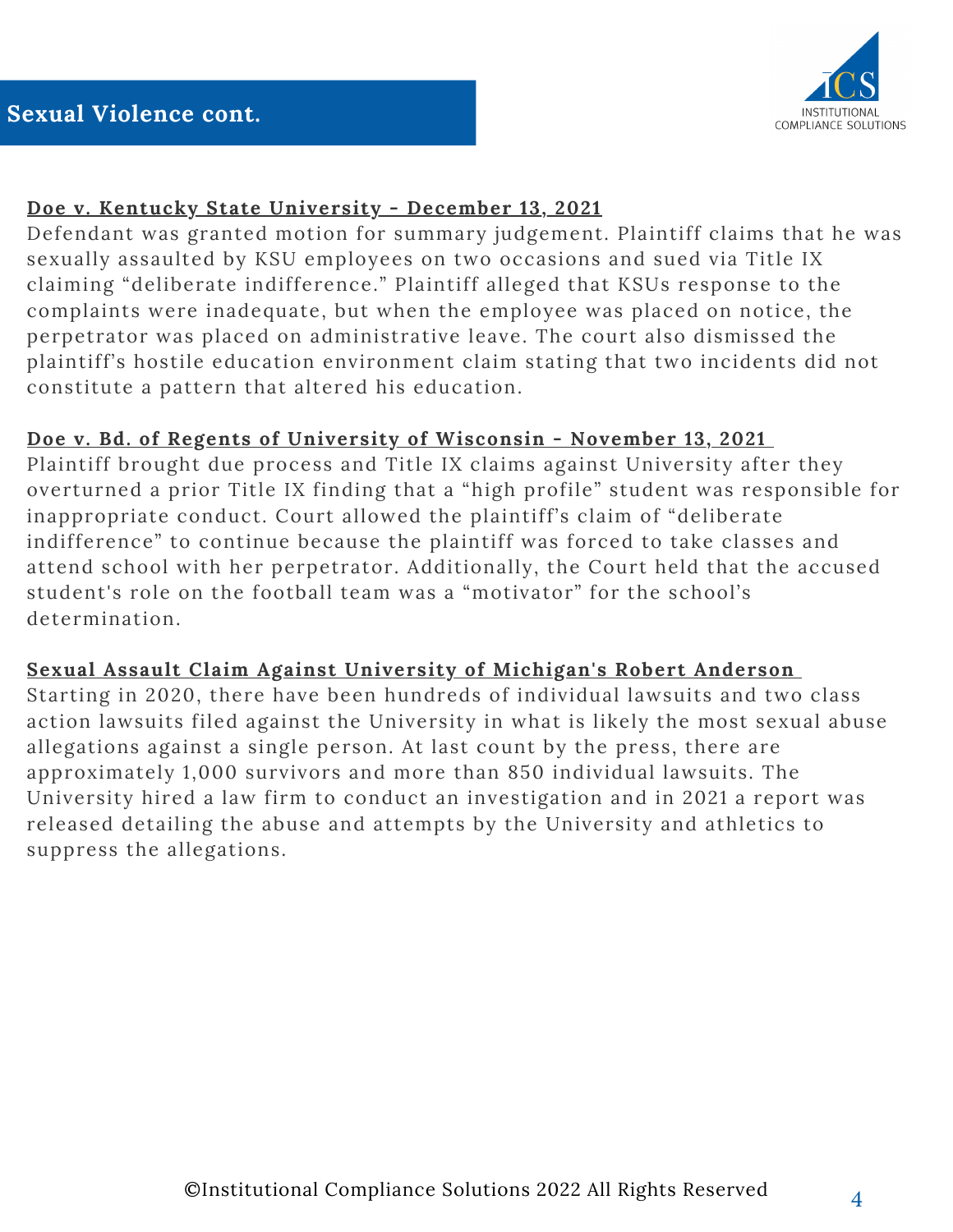## Sexual Violence cont.

**Doe v. Kentucky State University - December 13, 2021**

Defendant was granted motion for summary judgement. Plaintiff claims that he was sexually assaulted by KSU employees on two occasions and sued via Title IX claiming "deliberate indifference." Plaintiff alleged that KSUs response to the complaints were inadequate, but when the employee was placed on notice, the perpetrator was placed on administrative leave. The court also dismissed the plaintiff's hostile education environment claim stating that two incidents did not constitute a pattern that altered his education.

**Doe v. Bd. of Regents of University of Wisconsin - November 13, 2021**

Plaintiff brought due process and Title IX claims against University after they overturned a prior Title IX finding that a "high profile" student was responsible for inappropriate conduct. Court allowed the plaintiff's claim of "deliberate indifference" to continue because the plaintiff was forced to take classes and attend school with her perpetrator. Additionally, the Court held that the accused student's role on the football team was a "motivator" for the school's determination.

**Sexual Assault Claim Against University of Michigan's Robert Anderson**

Starting in 2020, there have been hundreds of individual lawsuits and two class action lawsuits filed against the University in what is likely the most sexual abuse allegations against a single person. At last count by the press, there are approximately 1,000 survivors and more than 850 individual lawsuits. The University hired a law firm to conduct an investigation and in 2021 a report was released detailing the abuse and attempts by the University and athletics to suppress the allegations.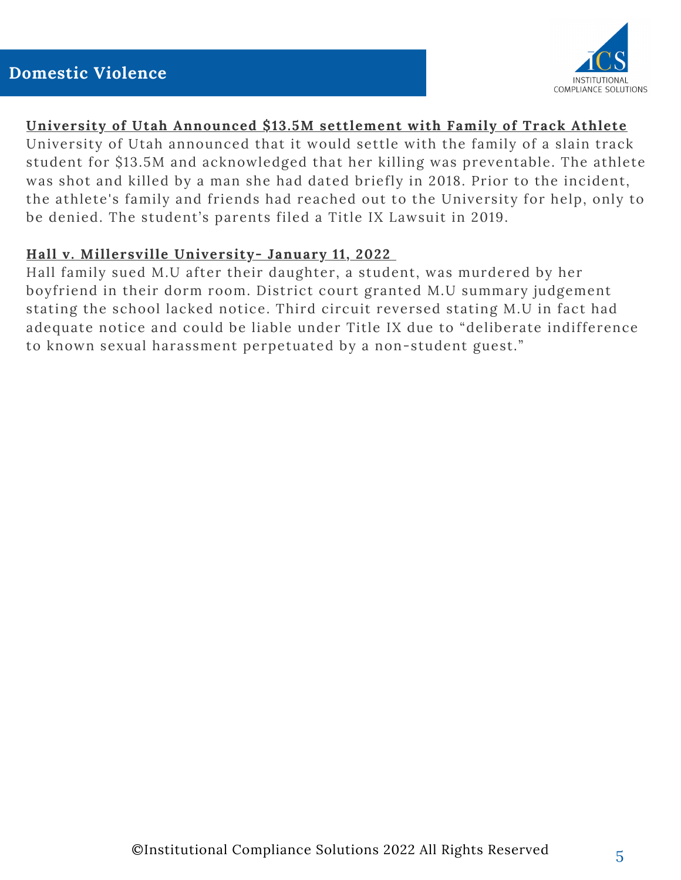## Domestic Violence

**University of Utah Announced $13.5M settlement with Family of Track Athlete**

University of Utah announced that it would settle with the family of a slain track student for $13.5M and acknowledged that her killing was preventable. The athlete was shot and killed by a man she had dated briefly in 2018. Prior to the incident, the athlete's family and friends had reached out to the University for help, only to be denied. The student's parents filed a Title IX Lawsuit in 2019.

**Hall v. Millersville University- January 11, 2022**

Hall family sued M.U after their daughter, a student, was murdered by her boyfriend in their dorm room. District court granted M.U summary judgement stating the school lacked notice. Third circuit reversed stating M.U in fact had adequate notice and could be liable under Title IX due to "deliberate indifference to known sexual harassment perpetuated by a non-student guest."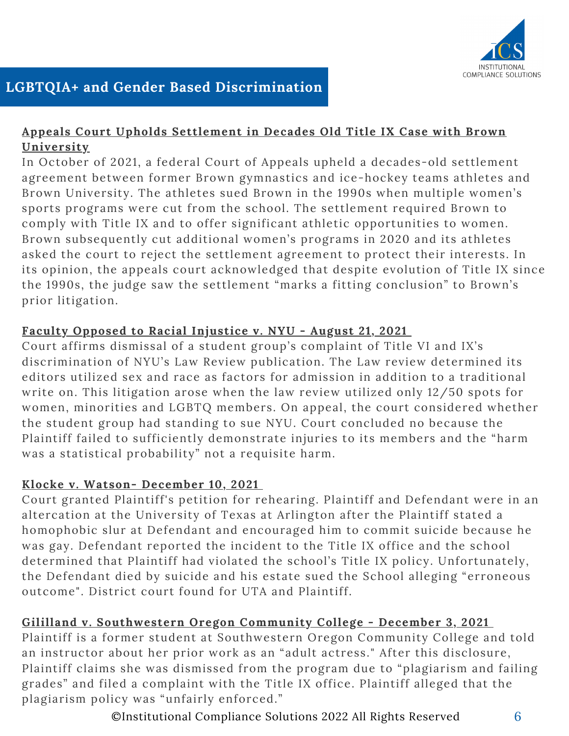## LGBTQIA+ and Gender Based Discrimination

**Appeals Court Upholds Settlement in Decades Old Title IX Case with Brown University**

In October of 2021, a federal Court of Appeals upheld a decades-old settlement agreement between former Brown gymnastics and ice-hockey teams athletes and Brown University. The athletes sued Brown in the 1990s when multiple women's sports programs were cut from the school. The settlement required Brown to comply with Title IX and to offer significant athletic opportunities to women. Brown subsequently cut additional women's programs in 2020 and its athletes asked the court to reject the settlement agreement to protect their interests. In its opinion, the appeals court acknowledged that despite evolution of Title IX since the 1990s, the judge saw the settlement "marks a fitting conclusion" to Brown's prior litigation.

**Faculty Opposed to Racial Injustice v. NYU - August 21, 2021**

Court affirms dismissal of a student group's complaint of Title VI and IX's discrimination of NYU's Law Review publication. The Law review determined its editors utilized sex and race as factors for admission in addition to a traditional write on. This litigation arose when the law review utilized only 12/50 spots for women, minorities and LGBTQ members. On appeal, the court considered whether the student group had standing to sue NYU. Court concluded no because the Plaintiff failed to sufficiently demonstrate injuries to its members and the "harm was a statistical probability" not a requisite harm.

**Klocke v. Watson- December 10, 2021**

Court granted Plaintiff's petition for rehearing. Plaintiff and Defendant were in an altercation at the University of Texas at Arlington after the Plaintiff stated a homophobic slur at Defendant and encouraged him to commit suicide because he was gay. Defendant reported the incident to the Title IX office and the school determined that Plaintiff had violated the school's Title IX policy. Unfortunately, the Defendant died by suicide and his estate sued the School alleging "erroneous outcome". District court found for UTA and Plaintiff.

**Gililland v. Southwestern Oregon Community College - December 3, 2021**

Plaintiff is a former student at Southwestern Oregon Community College and told an instructor about her prior work as an "adult actress." After this disclosure, Plaintiff claims she was dismissed from the program due to "plagiarism and failing grades" and filed a complaint with the Title IX office. Plaintiff alleged that the plagiarism policy was "unfairly enforced."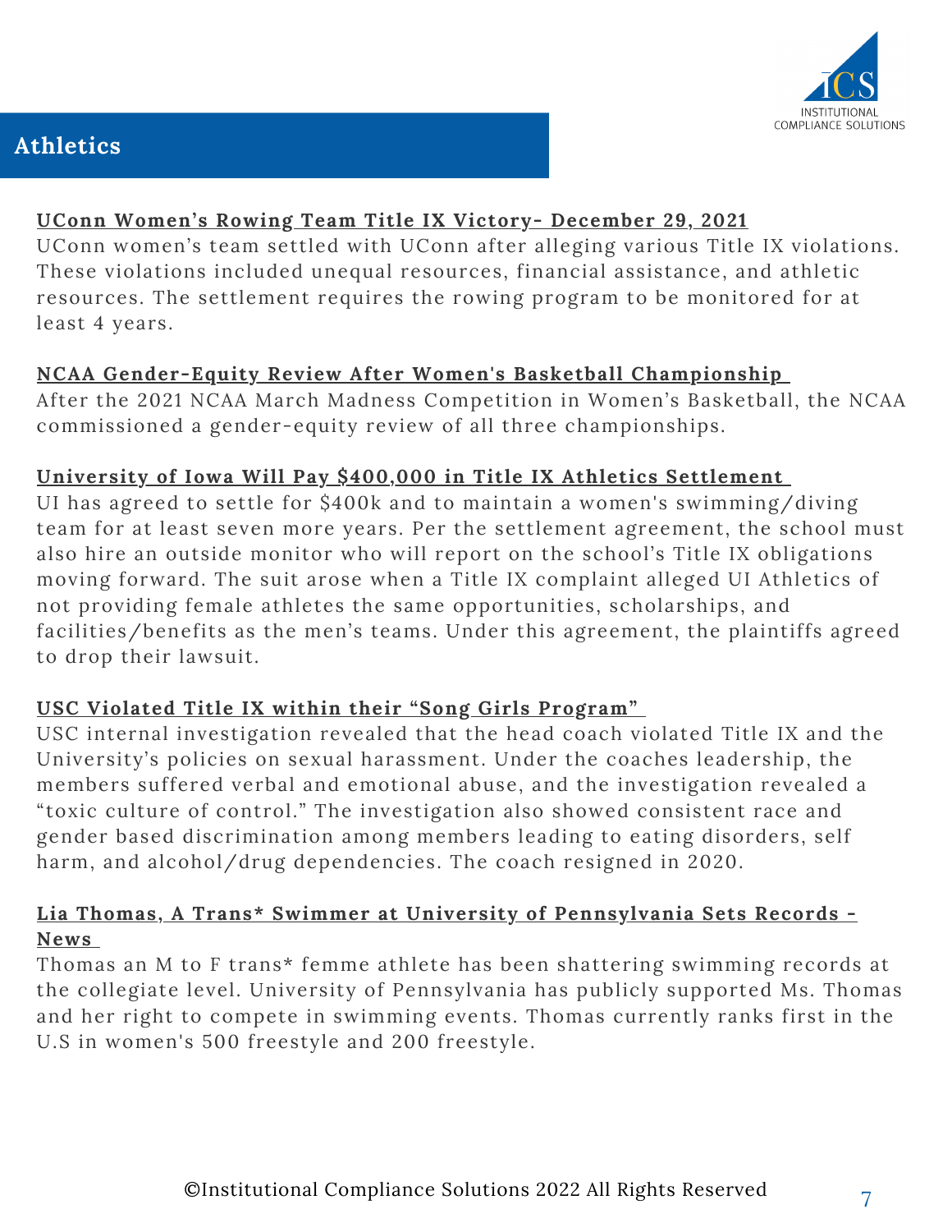## Athletics

**UConn Women's Rowing Team Title IX Victory- December 29, 2021**

UConn women's team settled with UConn after alleging various Title IX violations. These violations included unequal resources, financial assistance, and athletic resources. The settlement requires the rowing program to be monitored for at least 4 years.

**NCAA Gender-Equity Review After Women's Basketball Championship**

After the 2021 NCAA March Madness Competition in Women's Basketball, the NCAA commissioned a gender-equity review of all three championships.

**University of Iowa Will Pay $400,000 in Title IX Athletics Settlement**

UI has agreed to settle for $400k and to maintain a women's swimming/diving team for at least seven more years. Per the settlement agreement, the school must also hire an outside monitor who will report on the school's Title IX obligations moving forward. The suit arose when a Title IX complaint alleged UI Athletics of not providing female athletes the same opportunities, scholarships, and facilities/benefits as the men's teams. Under this agreement, the plaintiffs agreed to drop their lawsuit.

**USC Violated Title IX within their "Song Girls Program"**

USC internal investigation revealed that the head coach violated Title IX and the University's policies on sexual harassment. Under the coaches leadership, the members suffered verbal and emotional abuse, and the investigation revealed a "toxic culture of control." The investigation also showed consistent race and gender based discrimination among members leading to eating disorders, self harm, and alcohol/drug dependencies. The coach resigned in 2020.

**Lia Thomas, A Trans* Swimmer at University of Pennsylvania Sets Records - News**

Thomas an M to F trans* femme athlete has been shattering swimming records at the collegiate level. University of Pennsylvania has publicly supported Ms. Thomas and her right to compete in swimming events. Thomas currently ranks first in the U.S in women's 500 freestyle and 200 freestyle.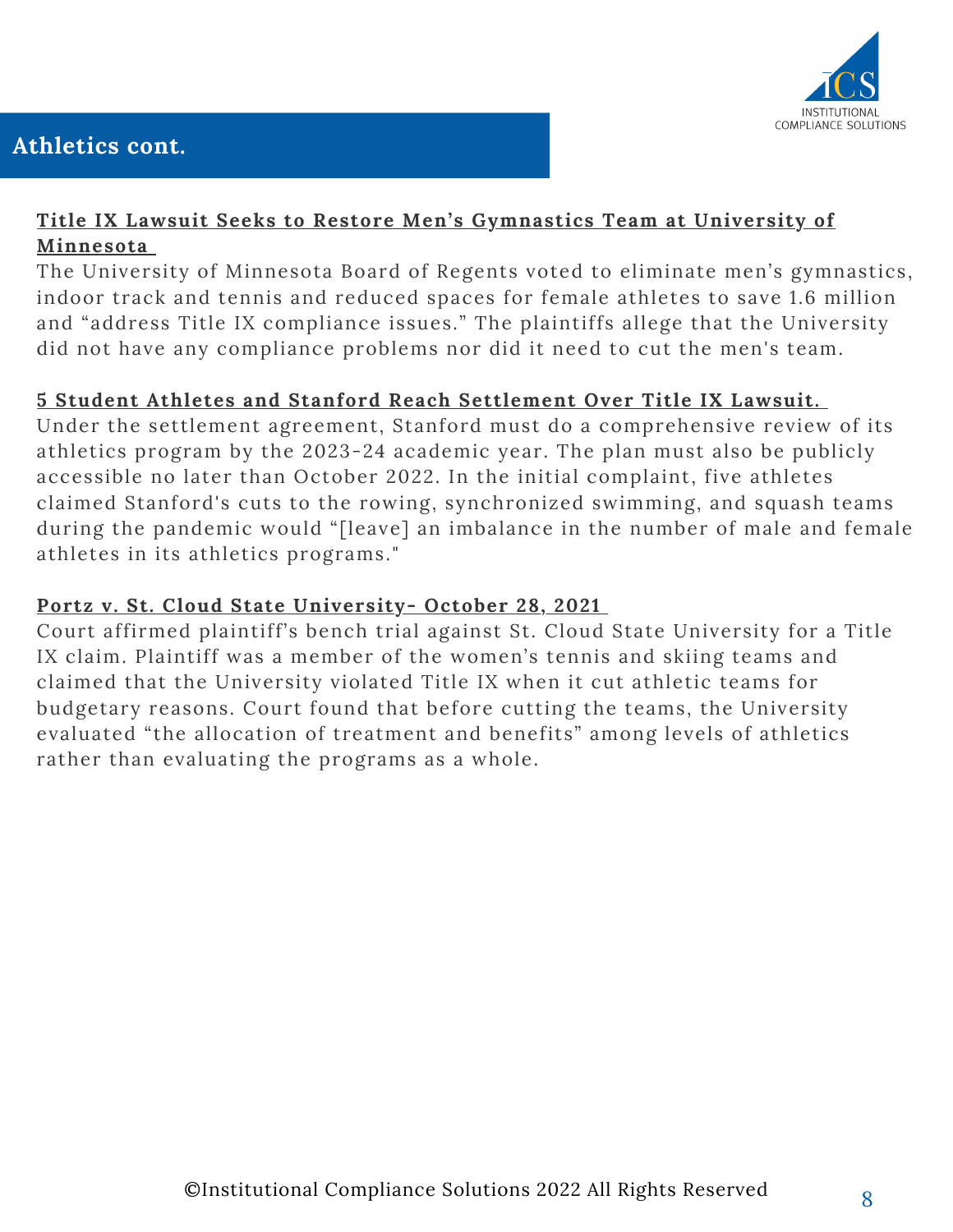## Athletics cont.

**Title IX Lawsuit Seeks to Restore Men's Gymnastics Team at University of Minnesota**

The University of Minnesota Board of Regents voted to eliminate men's gymnastics, indoor track and tennis and reduced spaces for female athletes to save 1.6 million and "address Title IX compliance issues." The plaintiffs allege that the University did not have any compliance problems nor did it need to cut the men's team.

**5 Student Athletes and Stanford Reach Settlement Over Title IX Lawsuit.**

Under the settlement agreement, Stanford must do a comprehensive review of its athletics program by the 2023-24 academic year. The plan must also be publicly accessible no later than October 2022. In the initial complaint, five athletes claimed Stanford's cuts to the rowing, synchronized swimming, and squash teams during the pandemic would "[leave] an imbalance in the number of male and female athletes in its athletics programs."

**Portz v. St. Cloud State University- October 28, 2021**

Court affirmed plaintiff's bench trial against St. Cloud State University for a Title IX claim. Plaintiff was a member of the women's tennis and skiing teams and claimed that the University violated Title IX when it cut athletic teams for budgetary reasons. Court found that before cutting the teams, the University evaluated "the allocation of treatment and benefits" among levels of athletics rather than evaluating the programs as a whole.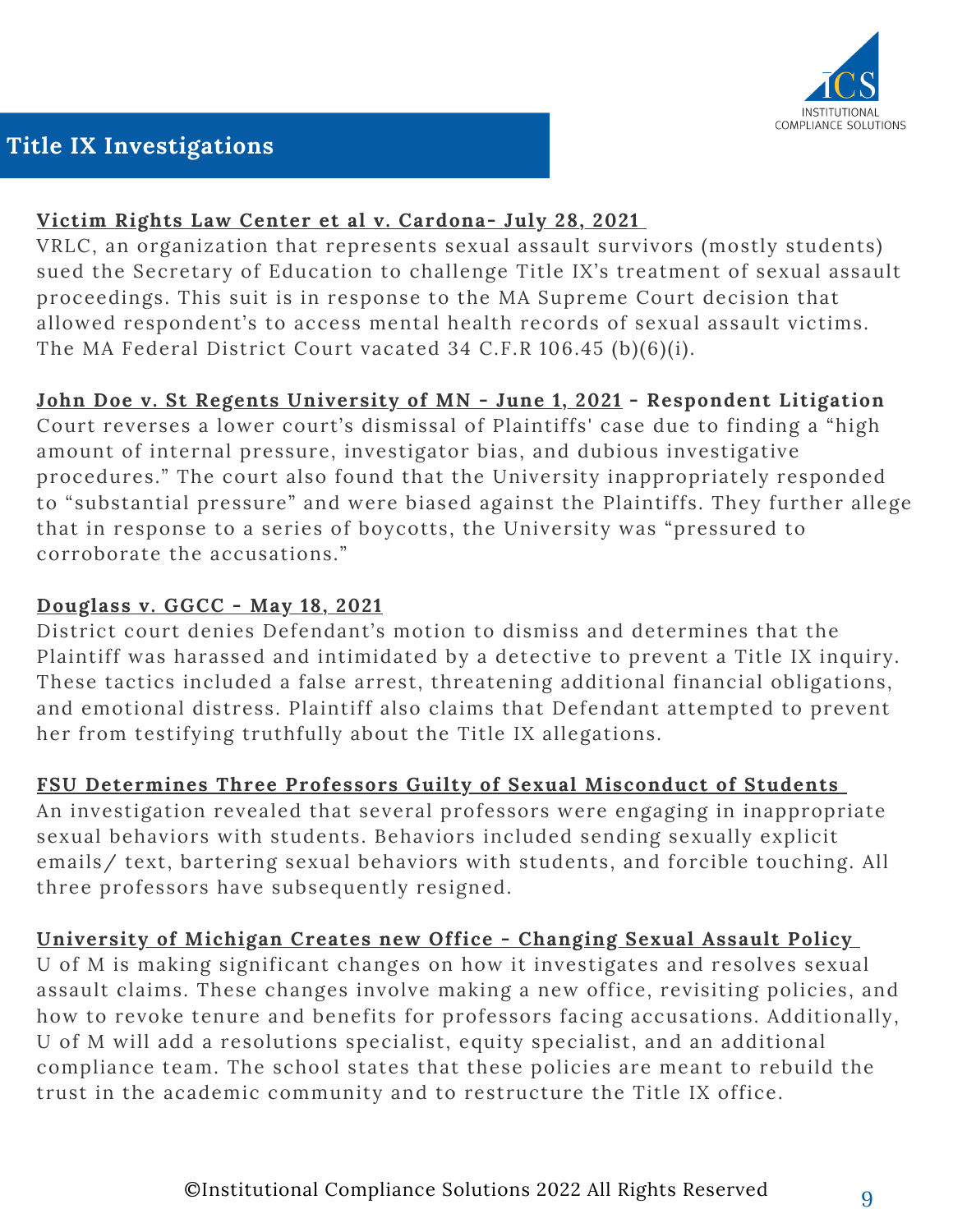## Title IX Investigations

**Victim Rights Law Center et al v. Cardona- July 28, 2021**

VRLC, an organization that represents sexual assault survivors (mostly students) sued the Secretary of Education to challenge Title IX's treatment of sexual assault proceedings. This suit is in response to the MA Supreme Court decision that allowed respondent's to access mental health records of sexual assault victims. The MA Federal District Court vacated 34 C.F.R 106.45 (b)(6)(i).

**John Doe v. St Regents University of MN - June 1, 2021 - Respondent Litigation**

Court reverses a lower court's dismissal of Plaintiffs' case due to finding a "high amount of internal pressure, investigator bias, and dubious investigative procedures." The court also found that the University inappropriately responded to "substantial pressure" and were biased against the Plaintiffs. They further allege that in response to a series of boycotts, the University was "pressured to corroborate the accusations."

**Douglass v. GGCC - May 18, 2021**

District court denies Defendant's motion to dismiss and determines that the Plaintiff was harassed and intimidated by a detective to prevent a Title IX inquiry. These tactics included a false arrest, threatening additional financial obligations, and emotional distress. Plaintiff also claims that Defendant attempted to prevent her from testifying truthfully about the Title IX allegations.

**FSU Determines Three Professors Guilty of Sexual Misconduct of Students**

An investigation revealed that several professors were engaging in inappropriate sexual behaviors with students. Behaviors included sending sexually explicit emails/ text, bartering sexual behaviors with students, and forcible touching. All three professors have subsequently resigned.

**University of Michigan Creates new Office - Changing Sexual Assault Policy**

U of M is making significant changes on how it investigates and resolves sexual assault claims. These changes involve making a new office, revisiting policies, and how to revoke tenure and benefits for professors facing accusations. Additionally, U of M will add a resolutions specialist, equity specialist, and an additional compliance team. The school states that these policies are meant to rebuild the trust in the academic community and to restructure the Title IX office.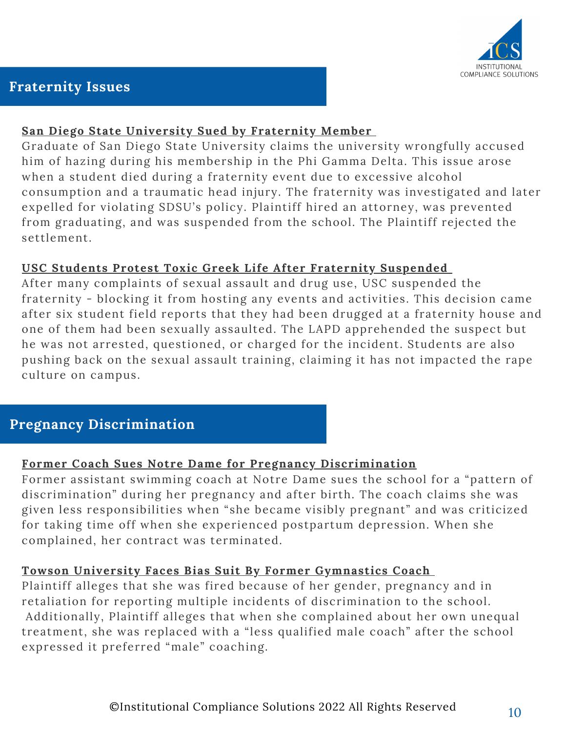## Fraternity Issues

### San Diego State University Sued by Fraternity Member

Graduate of San Diego State University claims the university wrongfully accused him of hazing during his membership in the Phi Gamma Delta. This issue arose when a student died during a fraternity event due to excessive alcohol consumption and a traumatic head injury. The fraternity was investigated and later expelled for violating SDSU's policy. Plaintiff hired an attorney, was prevented from graduating, and was suspended from the school. The Plaintiff rejected the settlement.

### USC Students Protest Toxic Greek Life After Fraternity Suspended

After many complaints of sexual assault and drug use, USC suspended the fraternity - blocking it from hosting any events and activities. This decision came after six student field reports that they had been drugged at a fraternity house and one of them had been sexually assaulted. The LAPD apprehended the suspect but he was not arrested, questioned, or charged for the incident. Students are also pushing back on the sexual assault training, claiming it has not impacted the rape culture on campus.

## Pregnancy Discrimination

### Former Coach Sues Notre Dame for Pregnancy Discrimination

Former assistant swimming coach at Notre Dame sues the school for a "pattern of discrimination" during her pregnancy and after birth. The coach claims she was given less responsibilities when "she became visibly pregnant" and was criticized for taking time off when she experienced postpartum depression. When she complained, her contract was terminated.

### Towson University Faces Bias Suit By Former Gymnastics Coach

Plaintiff alleges that she was fired because of her gender, pregnancy and in retaliation for reporting multiple incidents of discrimination to the school. Additionally, Plaintiff alleges that when she complained about her own unequal treatment, she was replaced with a "less qualified male coach" after the school expressed it preferred "male" coaching.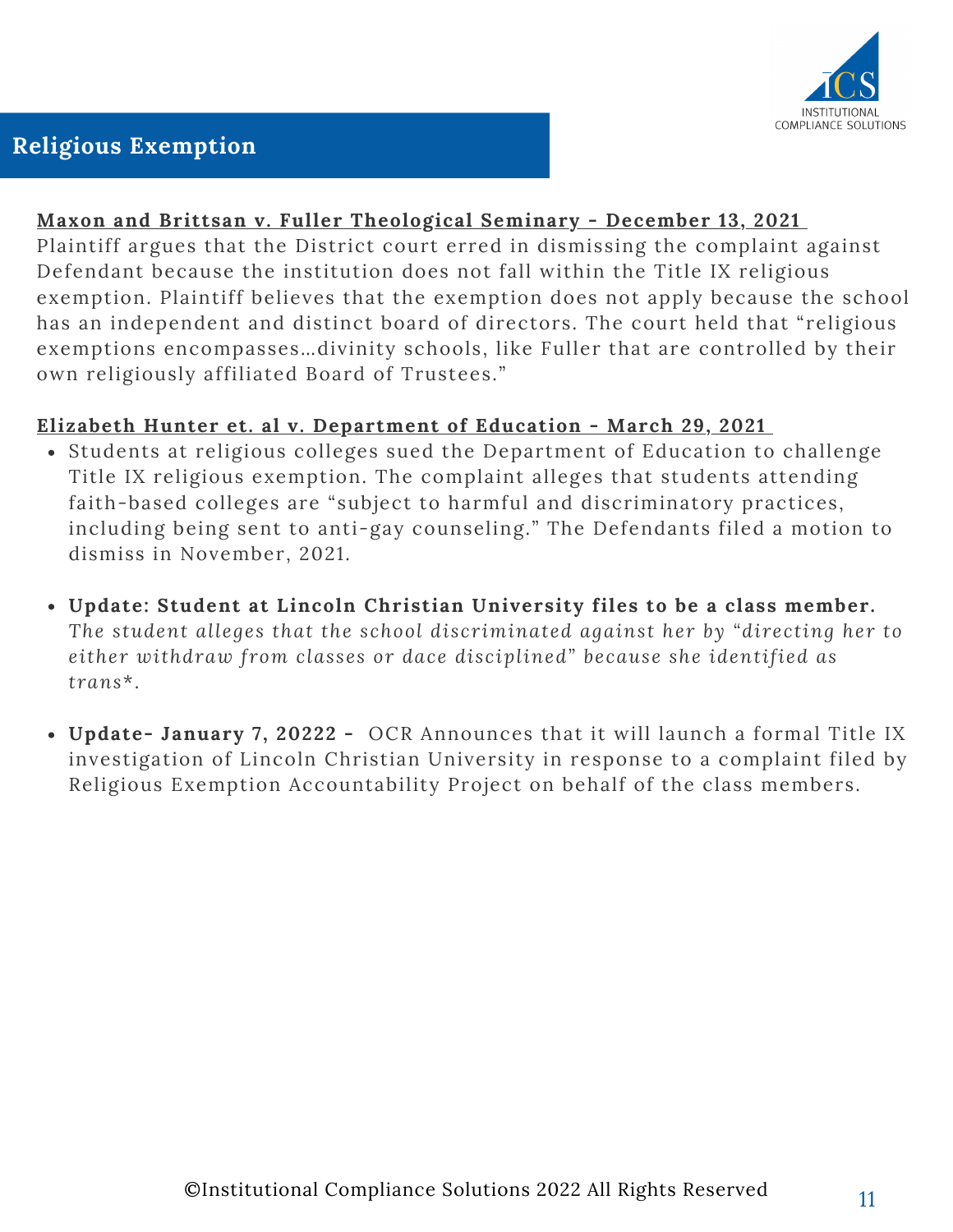## Religious Exemption

**Maxon and Brittsan v. Fuller Theological Seminary - December 13, 2021**

Plaintiff argues that the District court erred in dismissing the complaint against Defendant because the institution does not fall within the Title IX religious exemption. Plaintiff believes that the exemption does not apply because the school has an independent and distinct board of directors. The court held that "religious exemptions encompasses…divinity schools, like Fuller that are controlled by their own religiously affiliated Board of Trustees."

**Elizabeth Hunter et. al v. Department of Education - March 29, 2021**

- Students at religious colleges sued the Department of Education to challenge Title IX religious exemption. The complaint alleges that students attending faith-based colleges are "subject to harmful and discriminatory practices, including being sent to anti-gay counseling." The Defendants filed a motion to dismiss in November, 2021.

- **Update: Student at Lincoln Christian University files to be a class member.** *The student alleges that the school discriminated against her by "directing her to either withdraw from classes or dace disciplined" because she identified as trans*.*

- **Update- January 7, 20222 -** OCR Announces that it will launch a formal Title IX investigation of Lincoln Christian University in response to a complaint filed by Religious Exemption Accountability Project on behalf of the class members.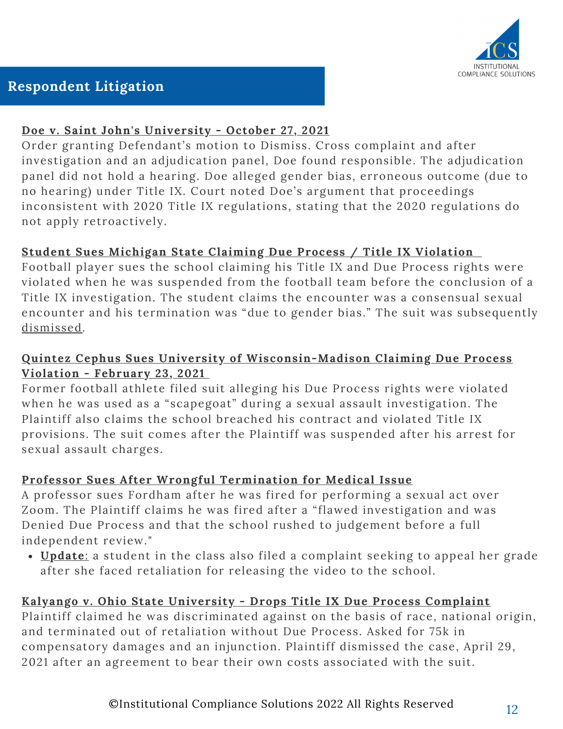## Respondent Litigation

**Doe v. Saint John's University - October 27, 2021**

Order granting Defendant's motion to Dismiss. Cross complaint and after investigation and an adjudication panel, Doe found responsible. The adjudication panel did not hold a hearing. Doe alleged gender bias, erroneous outcome (due to no hearing) under Title IX. Court noted Doe's argument that proceedings inconsistent with 2020 Title IX regulations, stating that the 2020 regulations do not apply retroactively.

**Student Sues Michigan State Claiming Due Process / Title IX Violation**

Football player sues the school claiming his Title IX and Due Process rights were violated when he was suspended from the football team before the conclusion of a Title IX investigation. The student claims the encounter was a consensual sexual encounter and his termination was "due to gender bias." The suit was subsequently dismissed.

**Quintez Cephus Sues University of Wisconsin-Madison Claiming Due Process Violation - February 23, 2021**

Former football athlete filed suit alleging his Due Process rights were violated when he was used as a "scapegoat" during a sexual assault investigation. The Plaintiff also claims the school breached his contract and violated Title IX provisions. The suit comes after the Plaintiff was suspended after his arrest for sexual assault charges.

**Professor Sues After Wrongful Termination for Medical Issue**

A professor sues Fordham after he was fired for performing a sexual act over Zoom. The Plaintiff claims he was fired after a "flawed investigation and was Denied Due Process and that the school rushed to judgement before a full independent review."

- **Update**: a student in the class also filed a complaint seeking to appeal her grade after she faced retaliation for releasing the video to the school.

**Kalyango v. Ohio State University - Drops Title IX Due Process Complaint**

Plaintiff claimed he was discriminated against on the basis of race, national origin, and terminated out of retaliation without Due Process. Asked for 75k in compensatory damages and an injunction. Plaintiff dismissed the case, April 29, 2021 after an agreement to bear their own costs associated with the suit.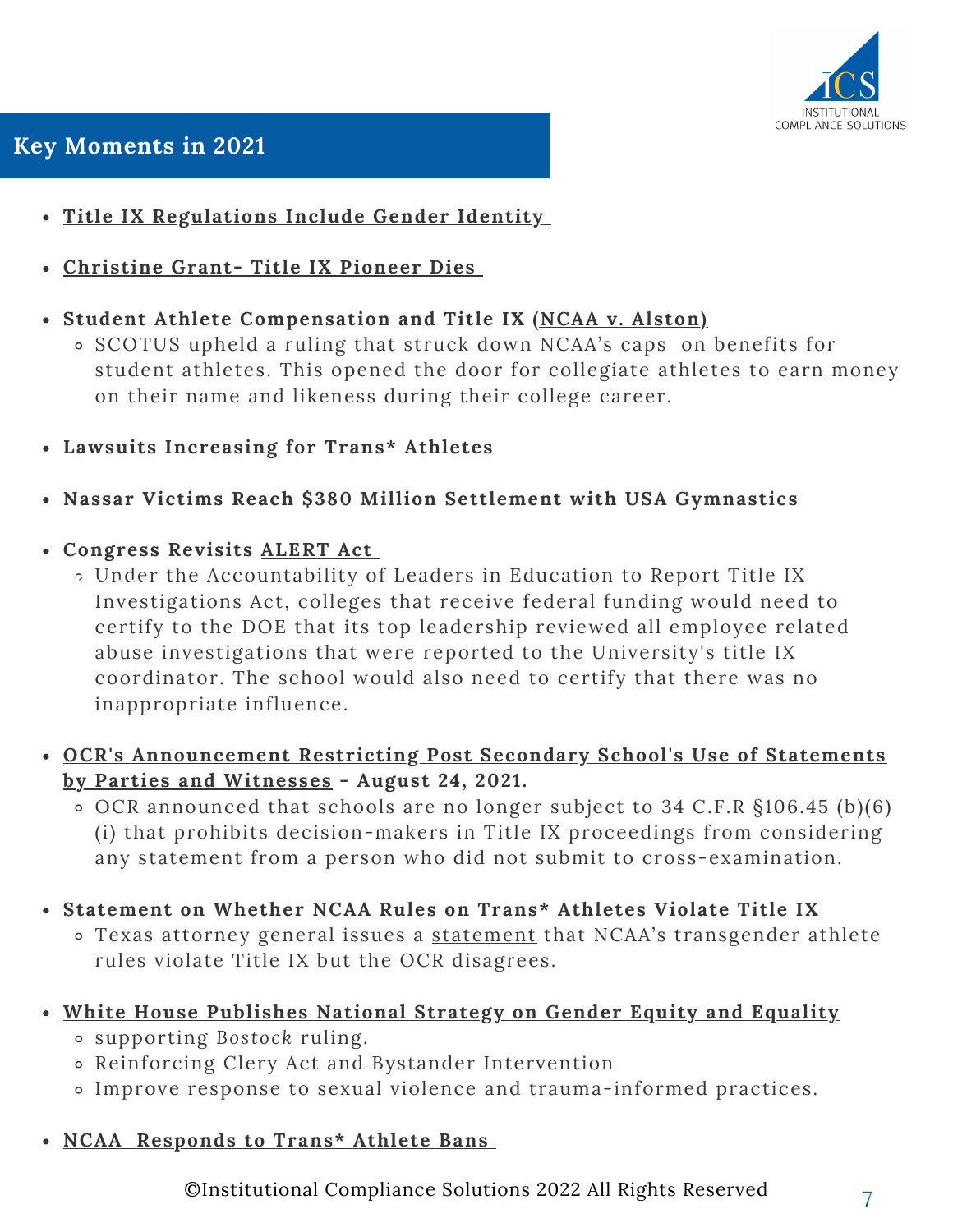## Key Moments in 2021

- **Title IX Regulations Include Gender Identity**
- **Christine Grant- Title IX Pioneer Dies**
- **Student Athlete Compensation and Title IX (NCAA v. Alston)**
  - SCOTUS upheld a ruling that struck down NCAA's caps on benefits for student athletes. This opened the door for collegiate athletes to earn money on their name and likeness during their college career.
- **Lawsuits Increasing for Trans* Athletes**
- **Nassar Victims Reach $380 Million Settlement with USA Gymnastics**
- **Congress Revisits ALERT Act**
  - Under the Accountability of Leaders in Education to Report Title IX Investigations Act, colleges that receive federal funding would need to certify to the DOE that its top leadership reviewed all employee related abuse investigations that were reported to the University's title IX coordinator. The school would also need to certify that there was no inappropriate influence.
- **OCR's Announcement Restricting Post Secondary School's Use of Statements by Parties and Witnesses - August 24, 2021.**
  - OCR announced that schools are no longer subject to 34 C.F.R §106.45 (b)(6)(i) that prohibits decision-makers in Title IX proceedings from considering any statement from a person who did not submit to cross-examination.
- **Statement on Whether NCAA Rules on Trans* Athletes Violate Title IX**
  - Texas attorney general issues a statement that NCAA's transgender athlete rules violate Title IX but the OCR disagrees.
- **White House Publishes National Strategy on Gender Equity and Equality**
  - supporting *Bostock* ruling.
  - Reinforcing Clery Act and Bystander Intervention
  - Improve response to sexual violence and trauma-informed practices.
- **NCAA Responds to Trans* Athlete Bans**

©Institutional Compliance Solutions 2022 All Rights Reserved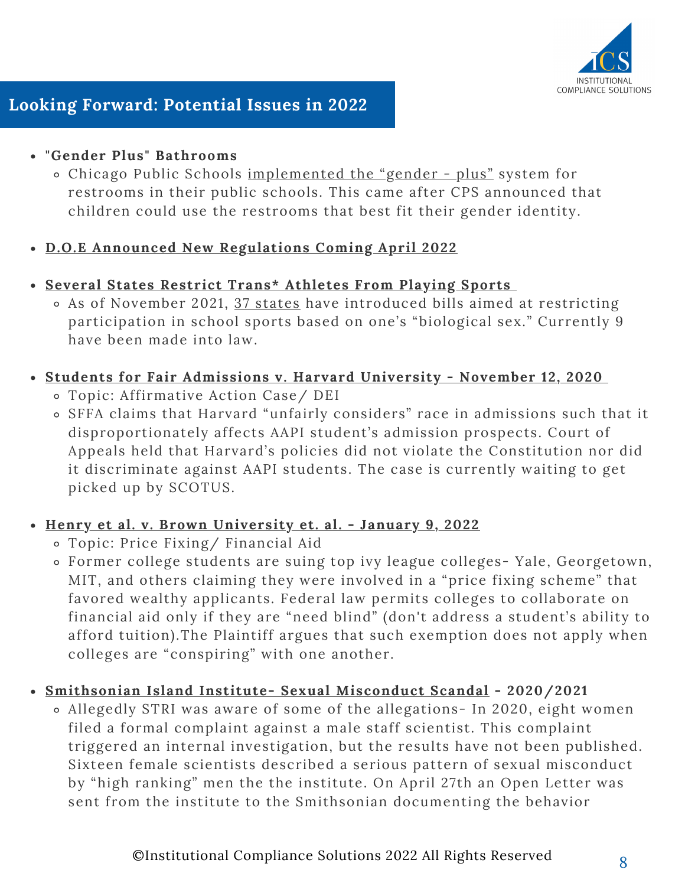## Looking Forward: Potential Issues in 2022

- **"Gender Plus" Bathrooms**
  - Chicago Public Schools implemented the "gender - plus" system for restrooms in their public schools. This came after CPS announced that children could use the restrooms that best fit their gender identity.
- **D.O.E Announced New Regulations Coming April 2022**
- **Several States Restrict Trans* Athletes From Playing Sports**
  - As of November 2021, 37 states have introduced bills aimed at restricting participation in school sports based on one's "biological sex." Currently 9 have been made into law.
- **Students for Fair Admissions v. Harvard University - November 12, 2020**
  - Topic: Affirmative Action Case/ DEI
  - SFFA claims that Harvard "unfairly considers" race in admissions such that it disproportionately affects AAPI student's admission prospects. Court of Appeals held that Harvard's policies did not violate the Constitution nor did it discriminate against AAPI students. The case is currently waiting to get picked up by SCOTUS.
- **Henry et al. v. Brown University et. al. - January 9, 2022**
  - Topic: Price Fixing/ Financial Aid
  - Former college students are suing top ivy league colleges- Yale, Georgetown, MIT, and others claiming they were involved in a "price fixing scheme" that favored wealthy applicants. Federal law permits colleges to collaborate on financial aid only if they are "need blind" (don't address a student's ability to afford tuition).The Plaintiff argues that such exemption does not apply when colleges are "conspiring" with one another.
- **Smithsonian Island Institute- Sexual Misconduct Scandal - 2020/2021**
  - Allegedly STRI was aware of some of the allegations- In 2020, eight women filed a formal complaint against a male staff scientist. This complaint triggered an internal investigation, but the results have not been published. Sixteen female scientists described a serious pattern of sexual misconduct by "high ranking" men the the institute. On April 27th an Open Letter was sent from the institute to the Smithsonian documenting the behavior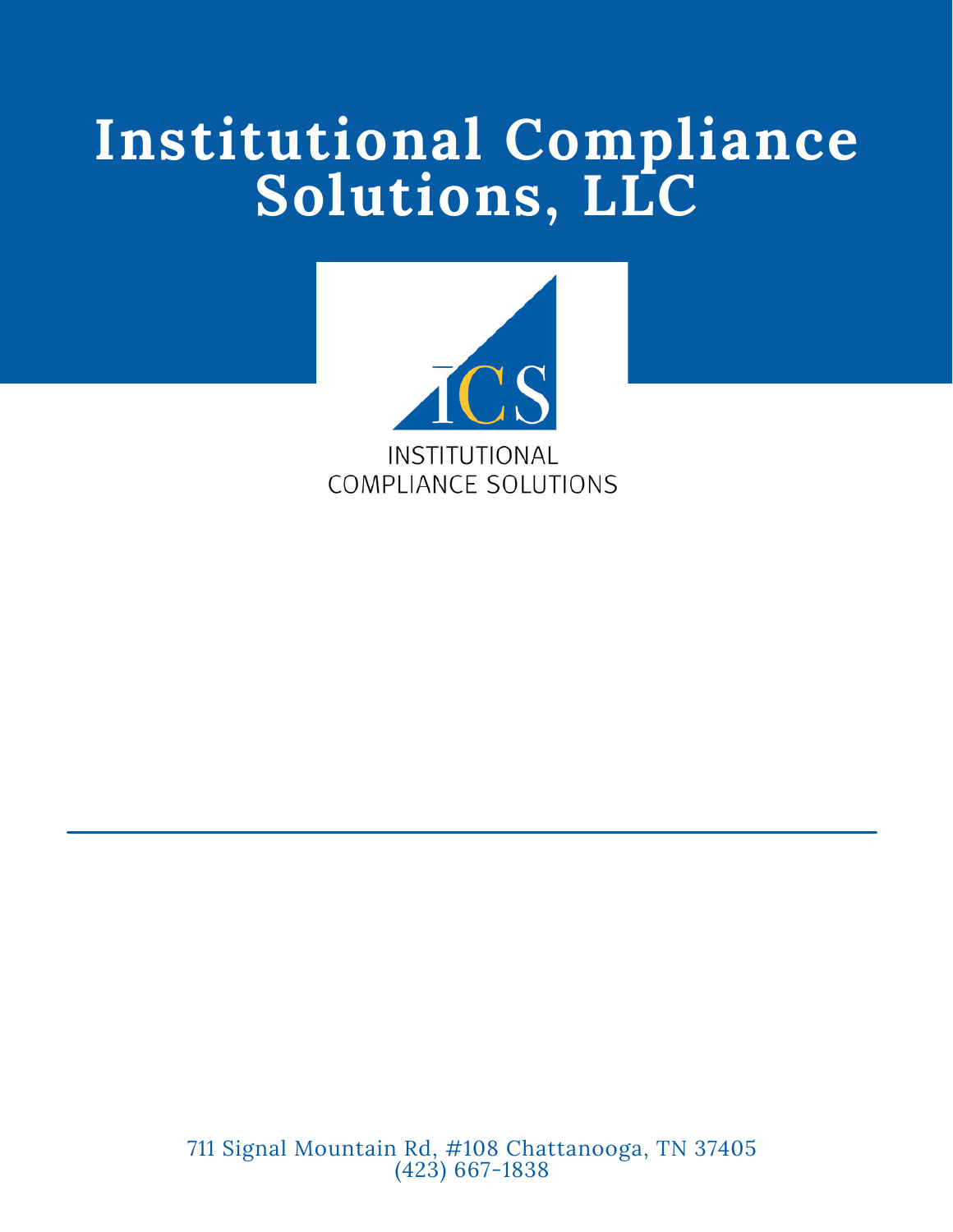# Institutional Compliance Solutions, LLC

ICS

INSTITUTIONAL
COMPLIANCE SOLUTIONS

---

711 Signal Mountain Rd, #108 Chattanooga, TN 37405
(423) 667-1838